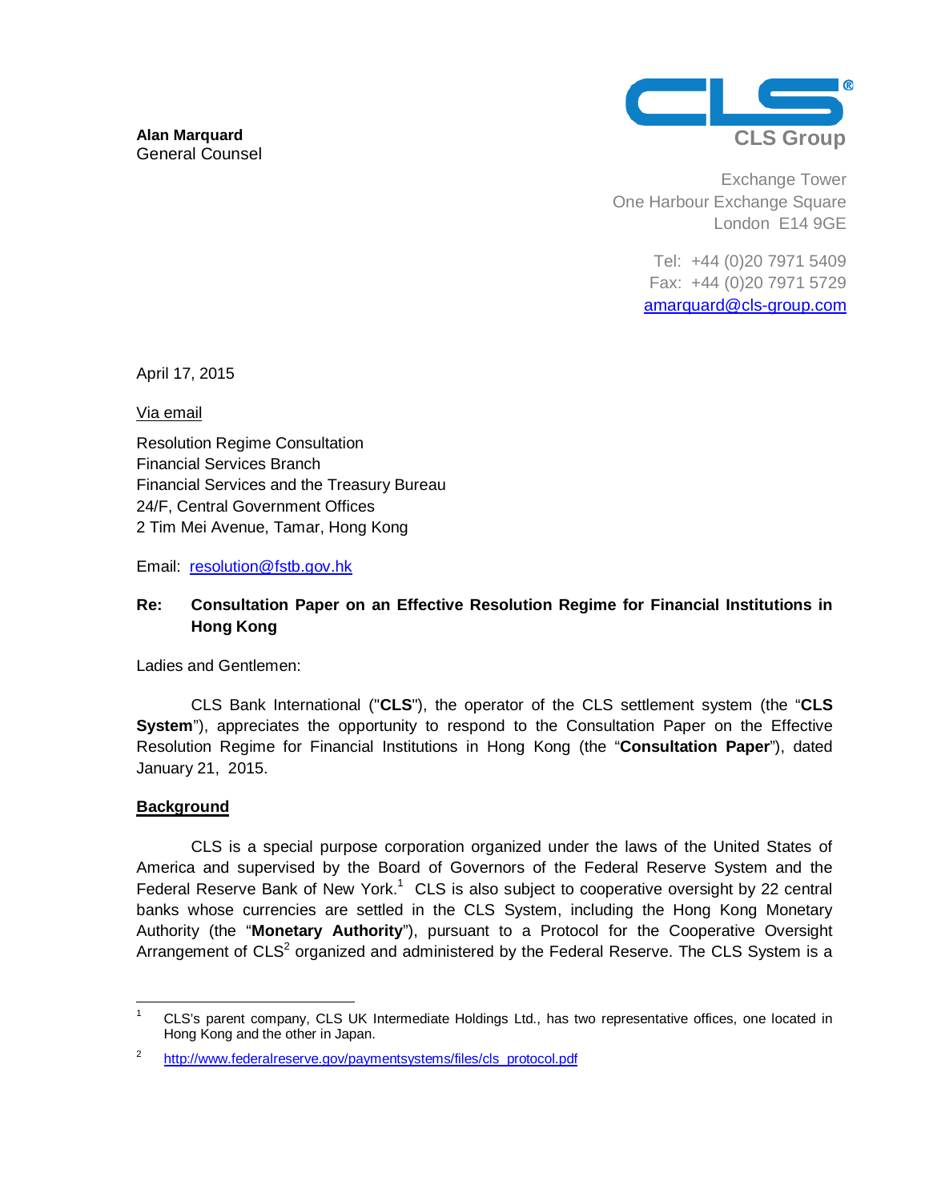**Alan Marquard**
General Counsel

CLS Group

Exchange Tower
One Harbour Exchange Square
London E14 9GE

Tel: +44 (0)20 7971 5409
Fax: +44 (0)20 7971 5729
amarquard@cls-group.com

April 17, 2015

Via email

Resolution Regime Consultation
Financial Services Branch
Financial Services and the Treasury Bureau
24/F, Central Government Offices
2 Tim Mei Avenue, Tamar, Hong Kong

Email: resolution@fstb.gov.hk

**Re: Consultation Paper on an Effective Resolution Regime for Financial Institutions in Hong Kong**

Ladies and Gentlemen:

CLS Bank International ("**CLS**"), the operator of the CLS settlement system (the "**CLS System**"), appreciates the opportunity to respond to the Consultation Paper on the Effective Resolution Regime for Financial Institutions in Hong Kong (the "**Consultation Paper**"), dated January 21, 2015.

**Background**

CLS is a special purpose corporation organized under the laws of the United States of America and supervised by the Board of Governors of the Federal Reserve System and the Federal Reserve Bank of New York.[1] CLS is also subject to cooperative oversight by 22 central banks whose currencies are settled in the CLS System, including the Hong Kong Monetary Authority (the "**Monetary Authority**"), pursuant to a Protocol for the Cooperative Oversight Arrangement of CLS[2] organized and administered by the Federal Reserve. The CLS System is a

---

[1] CLS's parent company, CLS UK Intermediate Holdings Ltd., has two representative offices, one located in Hong Kong and the other in Japan.

[2] http://www.federalreserve.gov/paymentsystems/files/cls_protocol.pdf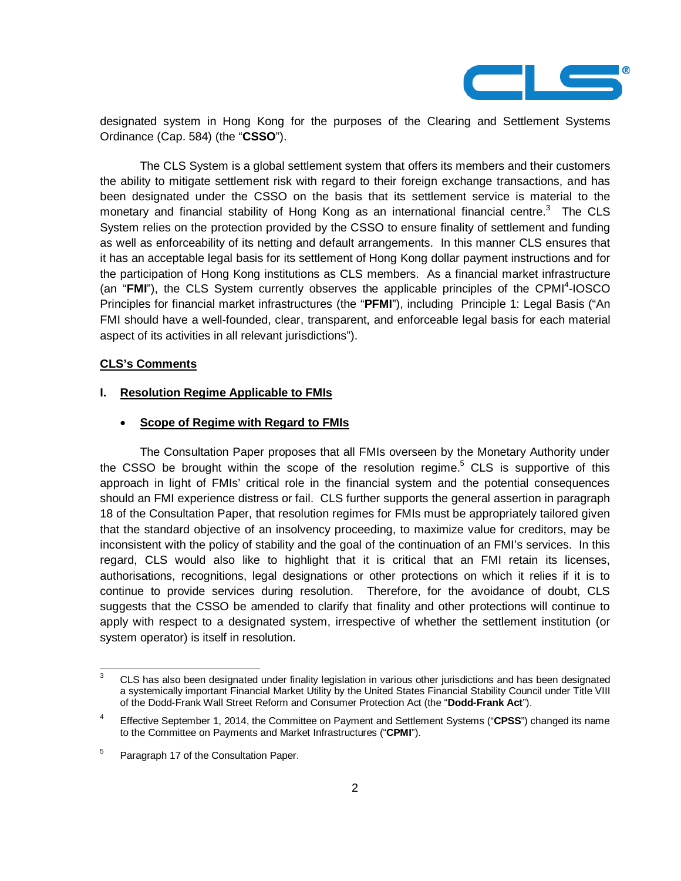designated system in Hong Kong for the purposes of the Clearing and Settlement Systems Ordinance (Cap. 584) (the "**CSSO**").

The CLS System is a global settlement system that offers its members and their customers the ability to mitigate settlement risk with regard to their foreign exchange transactions, and has been designated under the CSSO on the basis that its settlement service is material to the monetary and financial stability of Hong Kong as an international financial centre.[3] The CLS System relies on the protection provided by the CSSO to ensure finality of settlement and funding as well as enforceability of its netting and default arrangements. In this manner CLS ensures that it has an acceptable legal basis for its settlement of Hong Kong dollar payment instructions and for the participation of Hong Kong institutions as CLS members. As a financial market infrastructure (an "**FMI**"), the CLS System currently observes the applicable principles of the CPMI[4]-IOSCO Principles for financial market infrastructures (the "**PFMI**"), including Principle 1: Legal Basis ("An FMI should have a well-founded, clear, transparent, and enforceable legal basis for each material aspect of its activities in all relevant jurisdictions").

**<u>CLS's Comments</u>**

## I. <u>Resolution Regime Applicable to FMIs</u>

- **<u>Scope of Regime with Regard to FMIs</u>**

The Consultation Paper proposes that all FMIs overseen by the Monetary Authority under the CSSO be brought within the scope of the resolution regime.[5] CLS is supportive of this approach in light of FMIs' critical role in the financial system and the potential consequences should an FMI experience distress or fail. CLS further supports the general assertion in paragraph 18 of the Consultation Paper, that resolution regimes for FMIs must be appropriately tailored given that the standard objective of an insolvency proceeding, to maximize value for creditors, may be inconsistent with the policy of stability and the goal of the continuation of an FMI's services. In this regard, CLS would also like to highlight that it is critical that an FMI retain its licenses, authorisations, recognitions, legal designations or other protections on which it relies if it is to continue to provide services during resolution. Therefore, for the avoidance of doubt, CLS suggests that the CSSO be amended to clarify that finality and other protections will continue to apply with respect to a designated system, irrespective of whether the settlement institution (or system operator) is itself in resolution.

---

[3] CLS has also been designated under finality legislation in various other jurisdictions and has been designated a systemically important Financial Market Utility by the United States Financial Stability Council under Title VIII of the Dodd-Frank Wall Street Reform and Consumer Protection Act (the "**Dodd-Frank Act**").

[4] Effective September 1, 2014, the Committee on Payment and Settlement Systems ("**CPSS**") changed its name to the Committee on Payments and Market Infrastructures ("**CPMI**").

[5] Paragraph 17 of the Consultation Paper.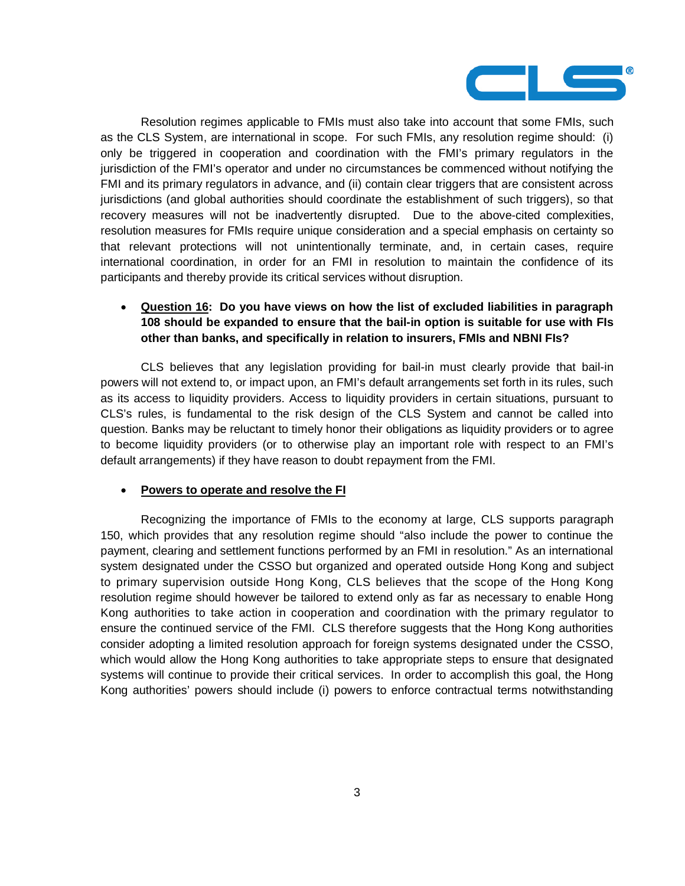Resolution regimes applicable to FMIs must also take into account that some FMIs, such as the CLS System, are international in scope. For such FMIs, any resolution regime should: (i) only be triggered in cooperation and coordination with the FMI's primary regulators in the jurisdiction of the FMI's operator and under no circumstances be commenced without notifying the FMI and its primary regulators in advance, and (ii) contain clear triggers that are consistent across jurisdictions (and global authorities should coordinate the establishment of such triggers), so that recovery measures will not be inadvertently disrupted. Due to the above-cited complexities, resolution measures for FMIs require unique consideration and a special emphasis on certainty so that relevant protections will not unintentionally terminate, and, in certain cases, require international coordination, in order for an FMI in resolution to maintain the confidence of its participants and thereby provide its critical services without disruption.

- **<u>Question 16</u>: Do you have views on how the list of excluded liabilities in paragraph 108 should be expanded to ensure that the bail-in option is suitable for use with FIs other than banks, and specifically in relation to insurers, FMIs and NBNI FIs?**

CLS believes that any legislation providing for bail-in must clearly provide that bail-in powers will not extend to, or impact upon, an FMI's default arrangements set forth in its rules, such as its access to liquidity providers. Access to liquidity providers in certain situations, pursuant to CLS's rules, is fundamental to the risk design of the CLS System and cannot be called into question. Banks may be reluctant to timely honor their obligations as liquidity providers or to agree to become liquidity providers (or to otherwise play an important role with respect to an FMI's default arrangements) if they have reason to doubt repayment from the FMI.

- **<u>Powers to operate and resolve the FI</u>**

Recognizing the importance of FMIs to the economy at large, CLS supports paragraph 150, which provides that any resolution regime should "also include the power to continue the payment, clearing and settlement functions performed by an FMI in resolution." As an international system designated under the CSSO but organized and operated outside Hong Kong and subject to primary supervision outside Hong Kong, CLS believes that the scope of the Hong Kong resolution regime should however be tailored to extend only as far as necessary to enable Hong Kong authorities to take action in cooperation and coordination with the primary regulator to ensure the continued service of the FMI. CLS therefore suggests that the Hong Kong authorities consider adopting a limited resolution approach for foreign systems designated under the CSSO, which would allow the Hong Kong authorities to take appropriate steps to ensure that designated systems will continue to provide their critical services. In order to accomplish this goal, the Hong Kong authorities' powers should include (i) powers to enforce contractual terms notwithstanding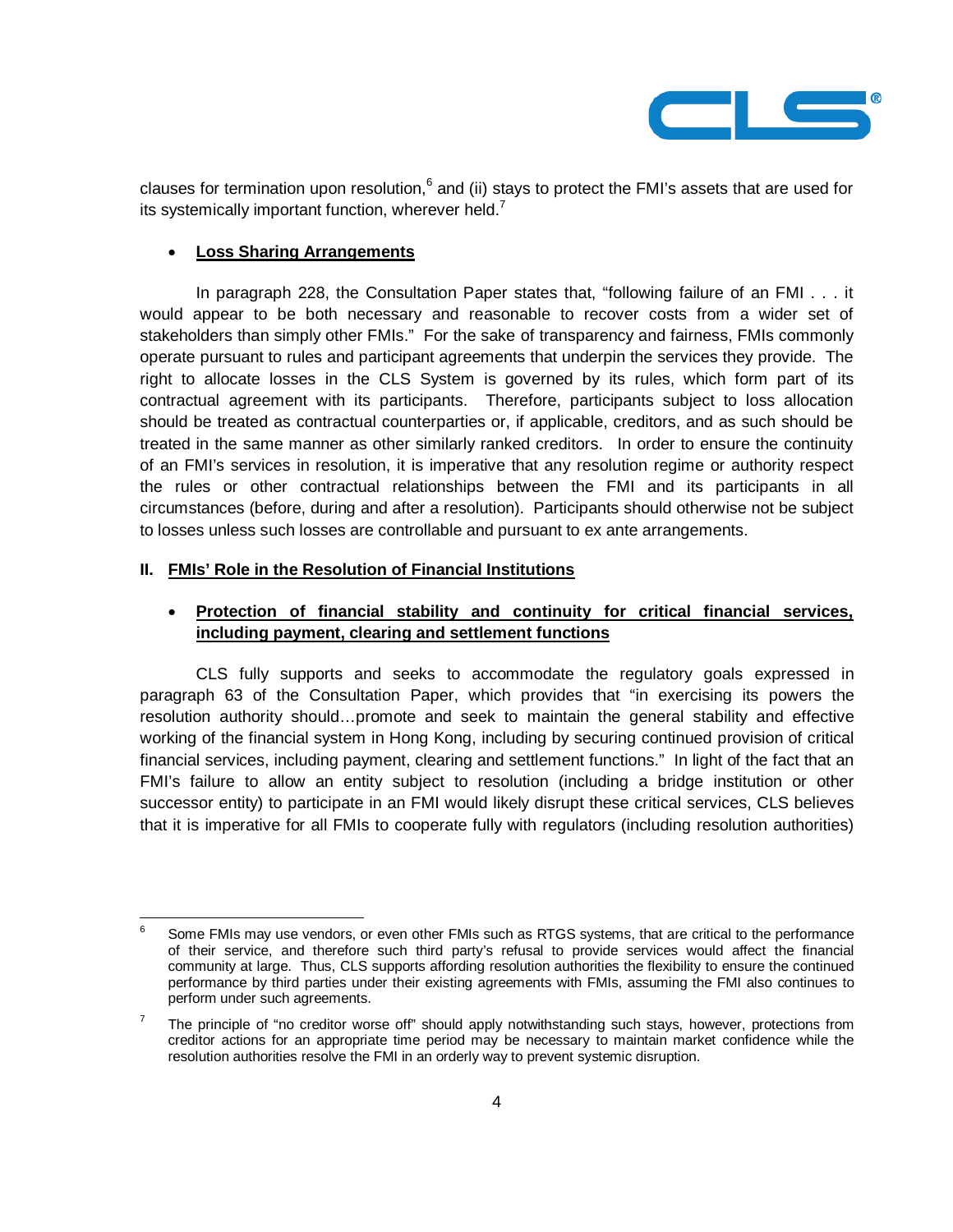clauses for termination upon resolution,[6] and (ii) stays to protect the FMI's assets that are used for its systemically important function, wherever held.[7]

- **<u>Loss Sharing Arrangements</u>**

In paragraph 228, the Consultation Paper states that, "following failure of an FMI . . . it would appear to be both necessary and reasonable to recover costs from a wider set of stakeholders than simply other FMIs." For the sake of transparency and fairness, FMIs commonly operate pursuant to rules and participant agreements that underpin the services they provide. The right to allocate losses in the CLS System is governed by its rules, which form part of its contractual agreement with its participants. Therefore, participants subject to loss allocation should be treated as contractual counterparties or, if applicable, creditors, and as such should be treated in the same manner as other similarly ranked creditors. In order to ensure the continuity of an FMI's services in resolution, it is imperative that any resolution regime or authority respect the rules or other contractual relationships between the FMI and its participants in all circumstances (before, during and after a resolution). Participants should otherwise not be subject to losses unless such losses are controllable and pursuant to ex ante arrangements.

## II. <u>FMIs' Role in the Resolution of Financial Institutions</u>

- **<u>Protection of financial stability and continuity for critical financial services, including payment, clearing and settlement functions</u>**

CLS fully supports and seeks to accommodate the regulatory goals expressed in paragraph 63 of the Consultation Paper, which provides that "in exercising its powers the resolution authority should…promote and seek to maintain the general stability and effective working of the financial system in Hong Kong, including by securing continued provision of critical financial services, including payment, clearing and settlement functions." In light of the fact that an FMI's failure to allow an entity subject to resolution (including a bridge institution or other successor entity) to participate in an FMI would likely disrupt these critical services, CLS believes that it is imperative for all FMIs to cooperate fully with regulators (including resolution authorities)

---

[6] Some FMIs may use vendors, or even other FMIs such as RTGS systems, that are critical to the performance of their service, and therefore such third party's refusal to provide services would affect the financial community at large. Thus, CLS supports affording resolution authorities the flexibility to ensure the continued performance by third parties under their existing agreements with FMIs, assuming the FMI also continues to perform under such agreements.

[7] The principle of "no creditor worse off" should apply notwithstanding such stays, however, protections from creditor actions for an appropriate time period may be necessary to maintain market confidence while the resolution authorities resolve the FMI in an orderly way to prevent systemic disruption.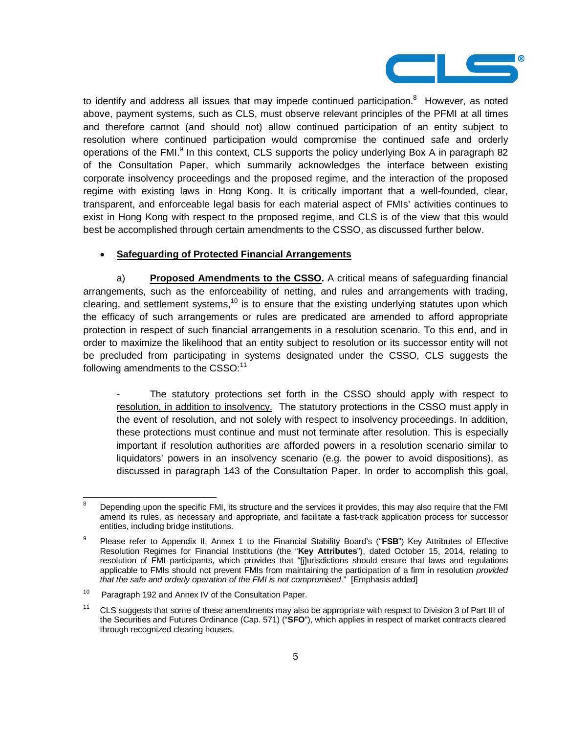to identify and address all issues that may impede continued participation.[8] However, as noted above, payment systems, such as CLS, must observe relevant principles of the PFMI at all times and therefore cannot (and should not) allow continued participation of an entity subject to resolution where continued participation would compromise the continued safe and orderly operations of the FMI.[9] In this context, CLS supports the policy underlying Box A in paragraph 82 of the Consultation Paper, which summarily acknowledges the interface between existing corporate insolvency proceedings and the proposed regime, and the interaction of the proposed regime with existing laws in Hong Kong. It is critically important that a well-founded, clear, transparent, and enforceable legal basis for each material aspect of FMIs' activities continues to exist in Hong Kong with respect to the proposed regime, and CLS is of the view that this would best be accomplished through certain amendments to the CSSO, as discussed further below.

- **Safeguarding of Protected Financial Arrangements**

a) **Proposed Amendments to the CSSO.** A critical means of safeguarding financial arrangements, such as the enforceability of netting, and rules and arrangements with trading, clearing, and settlement systems,[10] is to ensure that the existing underlying statutes upon which the efficacy of such arrangements or rules are predicated are amended to afford appropriate protection in respect of such financial arrangements in a resolution scenario. To this end, and in order to maximize the likelihood that an entity subject to resolution or its successor entity will not be precluded from participating in systems designated under the CSSO, CLS suggests the following amendments to the CSSO:[11]

- The statutory protections set forth in the CSSO should apply with respect to resolution, in addition to insolvency. The statutory protections in the CSSO must apply in the event of resolution, and not solely with respect to insolvency proceedings. In addition, these protections must continue and must not terminate after resolution. This is especially important if resolution authorities are afforded powers in a resolution scenario similar to liquidators' powers in an insolvency scenario (e.g. the power to avoid dispositions), as discussed in paragraph 143 of the Consultation Paper. In order to accomplish this goal,

---

[8] Depending upon the specific FMI, its structure and the services it provides, this may also require that the FMI amend its rules, as necessary and appropriate, and facilitate a fast-track application process for successor entities, including bridge institutions.

[9] Please refer to Appendix II, Annex 1 to the Financial Stability Board's ("**FSB**") Key Attributes of Effective Resolution Regimes for Financial Institutions (the "**Key Attributes**"), dated October 15, 2014, relating to resolution of FMI participants, which provides that "[j]urisdictions should ensure that laws and regulations applicable to FMIs should not prevent FMIs from maintaining the participation of a firm in resolution *provided that the safe and orderly operation of the FMI is not compromised*." [Emphasis added]

[10] Paragraph 192 and Annex IV of the Consultation Paper.

[11] CLS suggests that some of these amendments may also be appropriate with respect to Division 3 of Part III of the Securities and Futures Ordinance (Cap. 571) ("**SFO**"), which applies in respect of market contracts cleared through recognized clearing houses.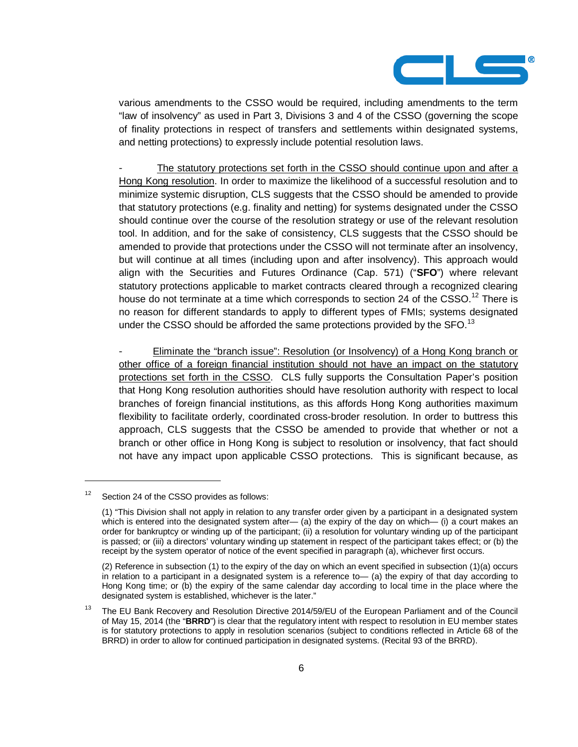various amendments to the CSSO would be required, including amendments to the term "law of insolvency" as used in Part 3, Divisions 3 and 4 of the CSSO (governing the scope of finality protections in respect of transfers and settlements within designated systems, and netting protections) to expressly include potential resolution laws.

- <u>The statutory protections set forth in the CSSO should continue upon and after a Hong Kong resolution</u>. In order to maximize the likelihood of a successful resolution and to minimize systemic disruption, CLS suggests that the CSSO should be amended to provide that statutory protections (e.g. finality and netting) for systems designated under the CSSO should continue over the course of the resolution strategy or use of the relevant resolution tool. In addition, and for the sake of consistency, CLS suggests that the CSSO should be amended to provide that protections under the CSSO will not terminate after an insolvency, but will continue at all times (including upon and after insolvency). This approach would align with the Securities and Futures Ordinance (Cap. 571) ("**SFO**") where relevant statutory protections applicable to market contracts cleared through a recognized clearing house do not terminate at a time which corresponds to section 24 of the CSSO.[12] There is no reason for different standards to apply to different types of FMIs; systems designated under the CSSO should be afforded the same protections provided by the SFO.[13]

- <u>Eliminate the "branch issue": Resolution (or Insolvency) of a Hong Kong branch or other office of a foreign financial institution should not have an impact on the statutory protections set forth in the CSSO</u>. CLS fully supports the Consultation Paper's position that Hong Kong resolution authorities should have resolution authority with respect to local branches of foreign financial institutions, as this affords Hong Kong authorities maximum flexibility to facilitate orderly, coordinated cross-broder resolution. In order to buttress this approach, CLS suggests that the CSSO be amended to provide that whether or not a branch or other office in Hong Kong is subject to resolution or insolvency, that fact should not have any impact upon applicable CSSO protections. This is significant because, as

---

[12] Section 24 of the CSSO provides as follows:

(1) "This Division shall not apply in relation to any transfer order given by a participant in a designated system which is entered into the designated system after— (a) the expiry of the day on which— (i) a court makes an order for bankruptcy or winding up of the participant; (ii) a resolution for voluntary winding up of the participant is passed; or (iii) a directors' voluntary winding up statement in respect of the participant takes effect; or (b) the receipt by the system operator of notice of the event specified in paragraph (a), whichever first occurs.

(2) Reference in subsection (1) to the expiry of the day on which an event specified in subsection (1)(a) occurs in relation to a participant in a designated system is a reference to— (a) the expiry of that day according to Hong Kong time; or (b) the expiry of the same calendar day according to local time in the place where the designated system is established, whichever is the later."

[13] The EU Bank Recovery and Resolution Directive 2014/59/EU of the European Parliament and of the Council of May 15, 2014 (the "**BRRD**") is clear that the regulatory intent with respect to resolution in EU member states is for statutory protections to apply in resolution scenarios (subject to conditions reflected in Article 68 of the BRRD) in order to allow for continued participation in designated systems. (Recital 93 of the BRRD).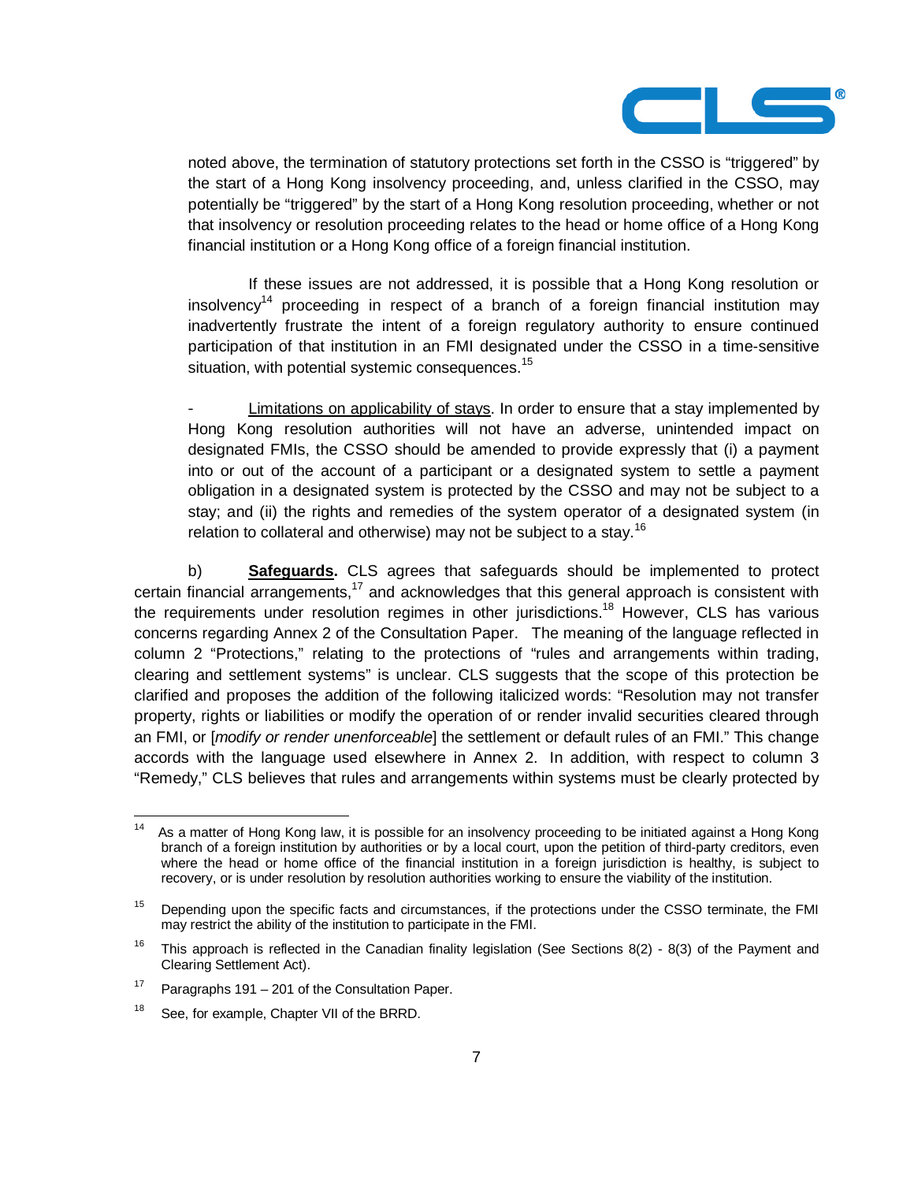noted above, the termination of statutory protections set forth in the CSSO is "triggered" by the start of a Hong Kong insolvency proceeding, and, unless clarified in the CSSO, may potentially be "triggered" by the start of a Hong Kong resolution proceeding, whether or not that insolvency or resolution proceeding relates to the head or home office of a Hong Kong financial institution or a Hong Kong office of a foreign financial institution.

If these issues are not addressed, it is possible that a Hong Kong resolution or insolvency[14] proceeding in respect of a branch of a foreign financial institution may inadvertently frustrate the intent of a foreign regulatory authority to ensure continued participation of that institution in an FMI designated under the CSSO in a time-sensitive situation, with potential systemic consequences.[15]

- <u>Limitations on applicability of stays</u>. In order to ensure that a stay implemented by Hong Kong resolution authorities will not have an adverse, unintended impact on designated FMIs, the CSSO should be amended to provide expressly that (i) a payment into or out of the account of a participant or a designated system to settle a payment obligation in a designated system is protected by the CSSO and may not be subject to a stay; and (ii) the rights and remedies of the system operator of a designated system (in relation to collateral and otherwise) may not be subject to a stay.[16]

b) **<u>Safeguards</u>.** CLS agrees that safeguards should be implemented to protect certain financial arrangements,[17] and acknowledges that this general approach is consistent with the requirements under resolution regimes in other jurisdictions.[18] However, CLS has various concerns regarding Annex 2 of the Consultation Paper. The meaning of the language reflected in column 2 "Protections," relating to the protections of "rules and arrangements within trading, clearing and settlement systems" is unclear. CLS suggests that the scope of this protection be clarified and proposes the addition of the following italicized words: "Resolution may not transfer property, rights or liabilities or modify the operation of or render invalid securities cleared through an FMI, or [*modify or render unenforceable*] the settlement or default rules of an FMI." This change accords with the language used elsewhere in Annex 2. In addition, with respect to column 3 "Remedy," CLS believes that rules and arrangements within systems must be clearly protected by

---

[14] As a matter of Hong Kong law, it is possible for an insolvency proceeding to be initiated against a Hong Kong branch of a foreign institution by authorities or by a local court, upon the petition of third-party creditors, even where the head or home office of the financial institution in a foreign jurisdiction is healthy, is subject to recovery, or is under resolution by resolution authorities working to ensure the viability of the institution.

[15] Depending upon the specific facts and circumstances, if the protections under the CSSO terminate, the FMI may restrict the ability of the institution to participate in the FMI.

[16] This approach is reflected in the Canadian finality legislation (See Sections 8(2) - 8(3) of the Payment and Clearing Settlement Act).

[17] Paragraphs 191 – 201 of the Consultation Paper.

[18] See, for example, Chapter VII of the BRRD.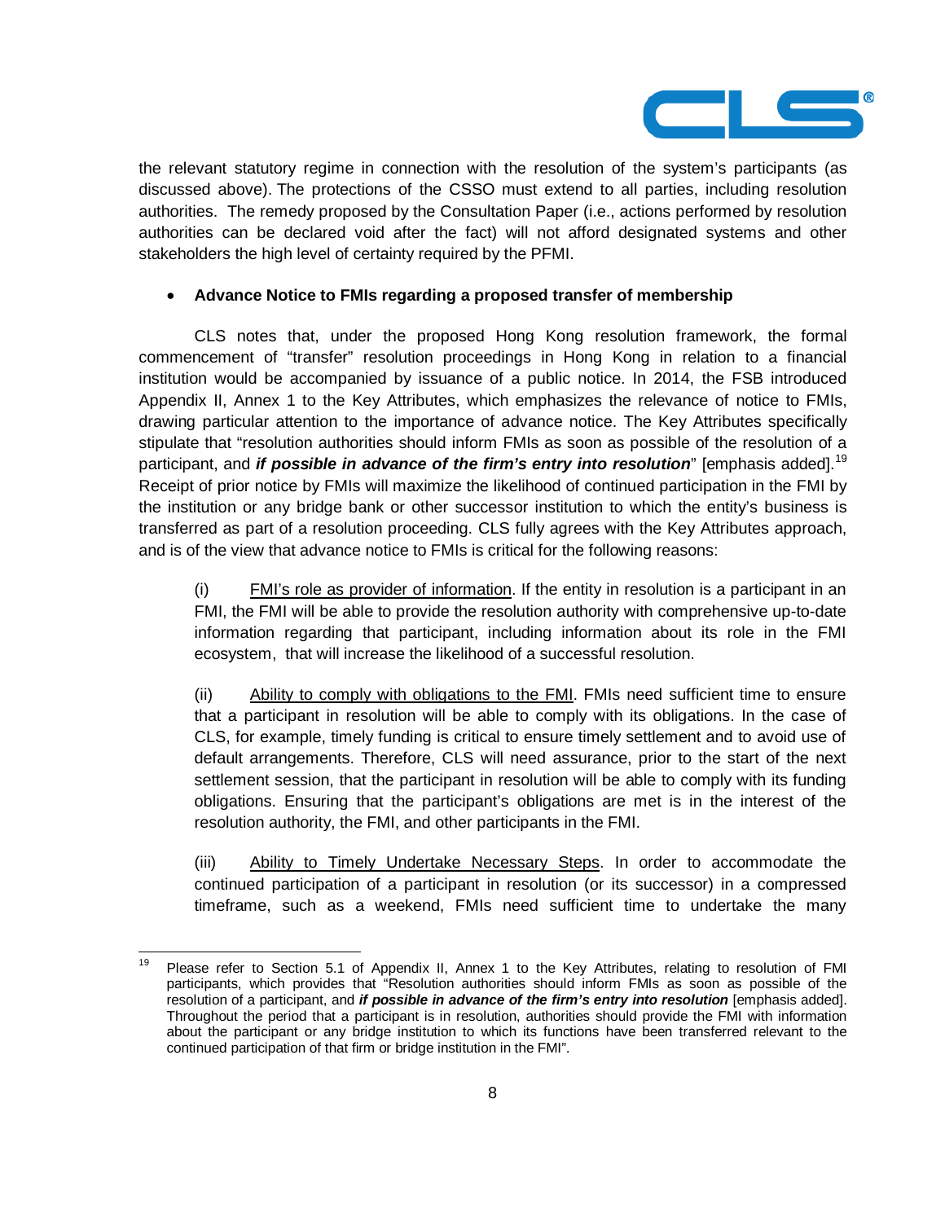the relevant statutory regime in connection with the resolution of the system's participants (as discussed above). The protections of the CSSO must extend to all parties, including resolution authorities. The remedy proposed by the Consultation Paper (i.e., actions performed by resolution authorities can be declared void after the fact) will not afford designated systems and other stakeholders the high level of certainty required by the PFMI.

- **Advance Notice to FMIs regarding a proposed transfer of membership**

CLS notes that, under the proposed Hong Kong resolution framework, the formal commencement of "transfer" resolution proceedings in Hong Kong in relation to a financial institution would be accompanied by issuance of a public notice. In 2014, the FSB introduced Appendix II, Annex 1 to the Key Attributes, which emphasizes the relevance of notice to FMIs, drawing particular attention to the importance of advance notice. The Key Attributes specifically stipulate that "resolution authorities should inform FMIs as soon as possible of the resolution of a participant, and ***if possible in advance of the firm's entry into resolution***" [emphasis added].[19] Receipt of prior notice by FMIs will maximize the likelihood of continued participation in the FMI by the institution or any bridge bank or other successor institution to which the entity's business is transferred as part of a resolution proceeding. CLS fully agrees with the Key Attributes approach, and is of the view that advance notice to FMIs is critical for the following reasons:

(i) FMI's role as provider of information. If the entity in resolution is a participant in an FMI, the FMI will be able to provide the resolution authority with comprehensive up-to-date information regarding that participant, including information about its role in the FMI ecosystem, that will increase the likelihood of a successful resolution.

(ii) Ability to comply with obligations to the FMI. FMIs need sufficient time to ensure that a participant in resolution will be able to comply with its obligations. In the case of CLS, for example, timely funding is critical to ensure timely settlement and to avoid use of default arrangements. Therefore, CLS will need assurance, prior to the start of the next settlement session, that the participant in resolution will be able to comply with its funding obligations. Ensuring that the participant's obligations are met is in the interest of the resolution authority, the FMI, and other participants in the FMI.

(iii) Ability to Timely Undertake Necessary Steps. In order to accommodate the continued participation of a participant in resolution (or its successor) in a compressed timeframe, such as a weekend, FMIs need sufficient time to undertake the many

---

[19] Please refer to Section 5.1 of Appendix II, Annex 1 to the Key Attributes, relating to resolution of FMI participants, which provides that "Resolution authorities should inform FMIs as soon as possible of the resolution of a participant, and ***if possible in advance of the firm's entry into resolution*** [emphasis added]. Throughout the period that a participant is in resolution, authorities should provide the FMI with information about the participant or any bridge institution to which its functions have been transferred relevant to the continued participation of that firm or bridge institution in the FMI".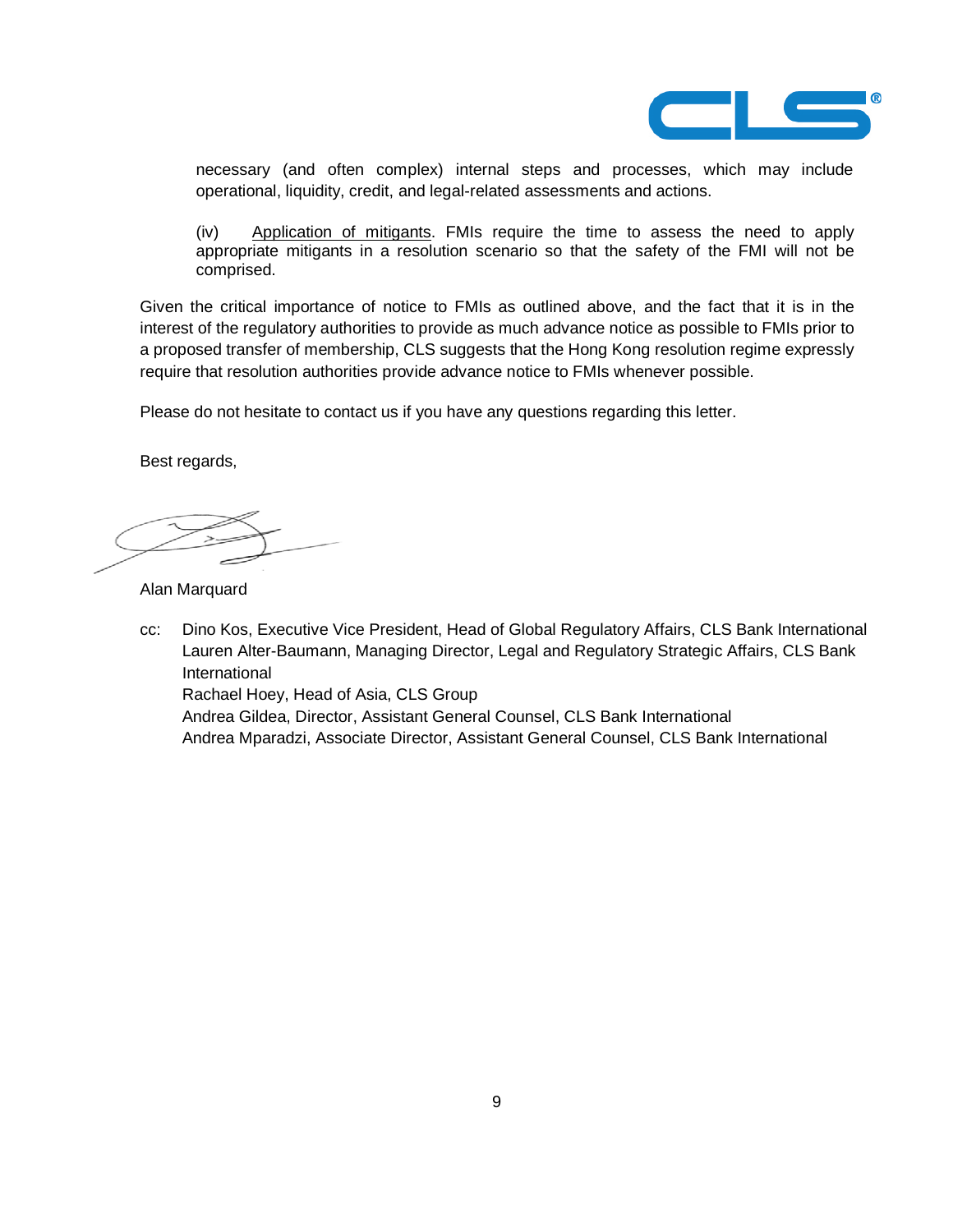necessary (and often complex) internal steps and processes, which may include operational, liquidity, credit, and legal-related assessments and actions.

(iv) Application of mitigants. FMIs require the time to assess the need to apply appropriate mitigants in a resolution scenario so that the safety of the FMI will not be comprised.

Given the critical importance of notice to FMIs as outlined above, and the fact that it is in the interest of the regulatory authorities to provide as much advance notice as possible to FMIs prior to a proposed transfer of membership, CLS suggests that the Hong Kong resolution regime expressly require that resolution authorities provide advance notice to FMIs whenever possible.

Please do not hesitate to contact us if you have any questions regarding this letter.

Best regards,

Alan Marquard

cc: Dino Kos, Executive Vice President, Head of Global Regulatory Affairs, CLS Bank International
Lauren Alter-Baumann, Managing Director, Legal and Regulatory Strategic Affairs, CLS Bank International
Rachael Hoey, Head of Asia, CLS Group
Andrea Gildea, Director, Assistant General Counsel, CLS Bank International
Andrea Mparadzi, Associate Director, Assistant General Counsel, CLS Bank International